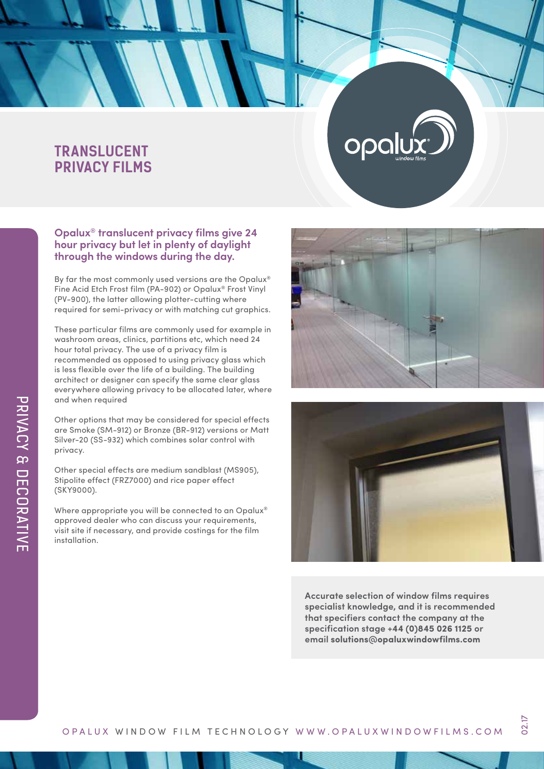# TRANSLUCENT PRIVACY FILMS

**Opalux® translucent privacy films give 24 hour privacy but let in plenty of daylight through the windows during the day.**

By far the most commonly used versions are the Opalux® Fine Acid Etch Frost film (PA-902) or Opalux® Frost Vinyl (PV-900), the latter allowing plotter-cutting where required for semi-privacy or with matching cut graphics.

These particular films are commonly used for example in washroom areas, clinics, partitions etc, which need 24 hour total privacy. The use of a privacy film is recommended as opposed to using privacy glass which is less flexible over the life of a building. The building architect or designer can specify the same clear glass everywhere allowing privacy to be allocated later, where and when required

Other options that may be considered for special effects are Smoke (SM-912) or Bronze (BR-912) versions or Matt Silver-20 (SS-932) which combines solar control with privacy.

Other special effects are medium sandblast (MS905), Stipolite effect (FRZ7000) and rice paper effect (SKY9000).

Where appropriate you will be connected to an Opalux® approved dealer who can discuss your requirements, visit site if necessary, and provide costings for the film installation.

**Accurate selection of window films requires specialist knowledge, and it is recommended that specifiers contact the company at the specification stage +44 (0)845 026 1125 or email solutions@opaluxwindowfilms.com**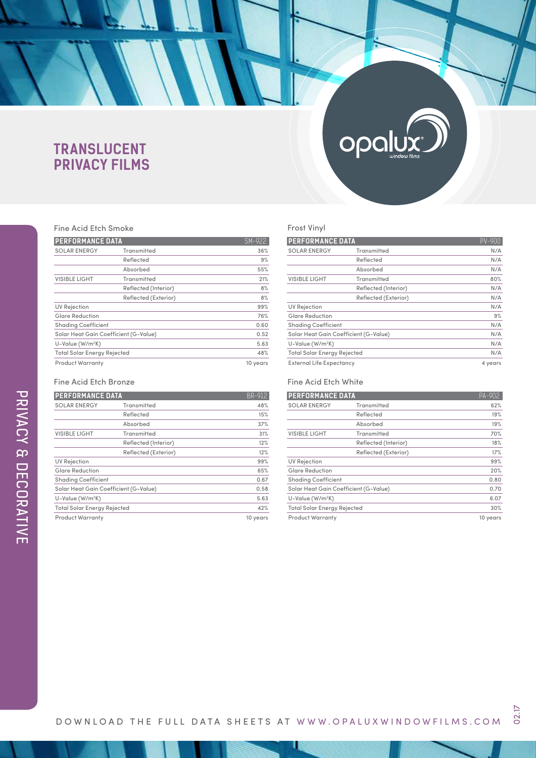# TRANSLUCENT PRIVACY FILMS

opalux window films

PRIVACY & DECORATIVE

## Fine Acid Etch Smoke

| PERFORMANCE DATA | | SM-922 |
|---|---|---|
| SOLAR ENERGY | Transmitted | 36% |
| | Reflected | 9% |
| | Absorbed | 55% |
| VISIBLE LIGHT | Transmitted | 21% |
| | Reflected (Interior) | 8% |
| | Reflected (Exterior) | 8% |
| UV Rejection | | 99% |
| Glare Reduction | | 76% |
| Shading Coefficient | | 0.60 |
| Solar Heat Gain Coefficient (G-Value) | | 0.52 |
| U-Value (W/m²K) | | 5.63 |
| Total Solar Energy Rejected | | 48% |
| Product Warranty | | 10 years |

## Fine Acid Etch Bronze

| PERFORMANCE DATA | | BR-912 |
|---|---|---|
| SOLAR ENERGY | Transmitted | 48% |
| | Reflected | 15% |
| | Absorbed | 37% |
| VISIBLE LIGHT | Transmitted | 31% |
| | Reflected (Interior) | 12% |
| | Reflected (Exterior) | 12% |
| UV Rejection | | 99% |
| Glare Reduction | | 65% |
| Shading Coefficient | | 0.67 |
| Solar Heat Gain Coefficient (G-Value) | | 0.58 |
| U-Value (W/m²K) | | 5.63 |
| Total Solar Energy Rejected | | 42% |
| Product Warranty | | 10 years |

## Frost Vinyl

| PERFORMANCE DATA | | PV-900 |
|---|---|---|
| SOLAR ENERGY | Transmitted | N/A |
| | Reflected | N/A |
| | Absorbed | N/A |
| VISIBLE LIGHT | Transmitted | 80% |
| | Reflected (Interior) | N/A |
| | Reflected (Exterior) | N/A |
| UV Rejection | | N/A |
| Glare Reduction | | 9% |
| Shading Coefficient | | N/A |
| Solar Heat Gain Coefficient (G-Value) | | N/A |
| U-Value (W/m²K) | | N/A |
| Total Solar Energy Rejected | | N/A |
| External Life Expectancy | | 4 years |

## Fine Acid Etch White

| PERFORMANCE DATA | | PA-902 |
|---|---|---|
| SOLAR ENERGY | Transmitted | 62% |
| | Reflected | 19% |
| | Absorbed | 19% |
| VISIBLE LIGHT | Transmitted | 70% |
| | Reflected (Interior) | 18% |
| | Reflected (Exterior) | 17% |
| UV Rejection | | 99% |
| Glare Reduction | | 20% |
| Shading Coefficient | | 0.80 |
| Solar Heat Gain Coefficient (G-Value) | | 0.70 |
| U-Value (W/m²K) | | 6.07 |
| Total Solar Energy Rejected | | 30% |
| Product Warranty | | 10 years |

DOWNLOAD THE FULL DATA SHEETS AT WWW.OPALUXWINDOWFILMS.COM

02.17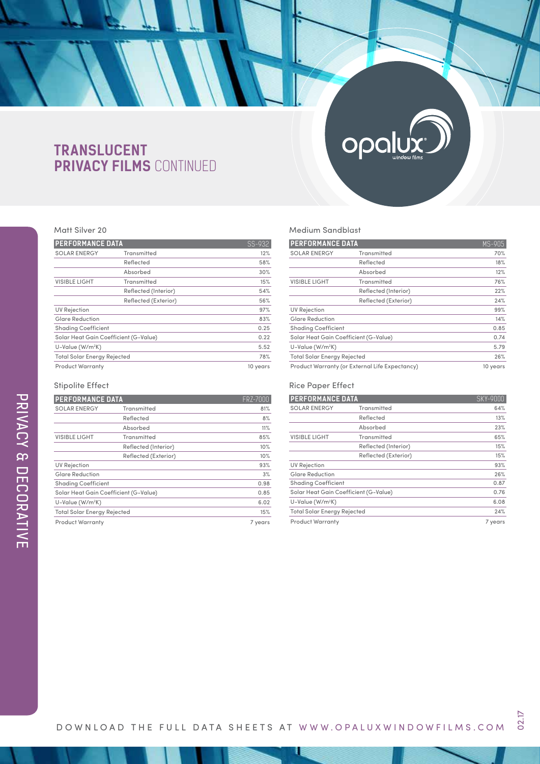# TRANSLUCENT PRIVACY FILMS CONTINUED

## Matt Silver 20

| PERFORMANCE DATA | | SS-932 |
|---|---|---|
| SOLAR ENERGY | Transmitted | 12% |
| | Reflected | 58% |
| | Absorbed | 30% |
| VISIBLE LIGHT | Transmitted | 15% |
| | Reflected (Interior) | 54% |
| | Reflected (Exterior) | 56% |
| UV Rejection | | 97% |
| Glare Reduction | | 83% |
| Shading Coefficient | | 0.25 |
| Solar Heat Gain Coefficient (G-Value) | | 0.22 |
| U-Value ($W/m^2K$) | | 5.52 |
| Total Solar Energy Rejected | | 78% |
| Product Warranty | | 10 years |

## Medium Sandblast

| PERFORMANCE DATA | | MS-905 |
|---|---|---|
| SOLAR ENERGY | Transmitted | 70% |
| | Reflected | 18% |
| | Absorbed | 12% |
| VISIBLE LIGHT | Transmitted | 76% |
| | Reflected (Interior) | 22% |
| | Reflected (Exterior) | 24% |
| UV Rejection | | 99% |
| Glare Reduction | | 14% |
| Shading Coefficient | | 0.85 |
| Solar Heat Gain Coefficient (G-Value) | | 0.74 |
| U-Value ($W/m^2K$) | | 5.79 |
| Total Solar Energy Rejected | | 26% |
| Product Warranty (or External Life Expectancy) | | 10 years |

## Stipolite Effect

| PERFORMANCE DATA | | FRZ-7000 |
|---|---|---|
| SOLAR ENERGY | Transmitted | 81% |
| | Reflected | 8% |
| | Absorbed | 11% |
| VISIBLE LIGHT | Transmitted | 85% |
| | Reflected (Interior) | 10% |
| | Reflected (Exterior) | 10% |
| UV Rejection | | 93% |
| Glare Reduction | | 3% |
| Shading Coefficient | | 0.98 |
| Solar Heat Gain Coefficient (G-Value) | | 0.85 |
| U-Value ($W/m^2K$) | | 6.02 |
| Total Solar Energy Rejected | | 15% |
| Product Warranty | | 7 years |

## Rice Paper Effect

| PERFORMANCE DATA | | SKY-9000 |
|---|---|---|
| SOLAR ENERGY | Transmitted | 64% |
| | Reflected | 13% |
| | Absorbed | 23% |
| VISIBLE LIGHT | Transmitted | 65% |
| | Reflected (Interior) | 15% |
| | Reflected (Exterior) | 15% |
| UV Rejection | | 93% |
| Glare Reduction | | 26% |
| Shading Coefficient | | 0.87 |
| Solar Heat Gain Coefficient (G-Value) | | 0.76 |
| U-Value ($W/m^2K$) | | 6.08 |
| Total Solar Energy Rejected | | 24% |
| Product Warranty | | 7 years |

DOWNLOAD THE FULL DATA SHEETS AT WWW.OPALUXWINDOWFILMS.COM